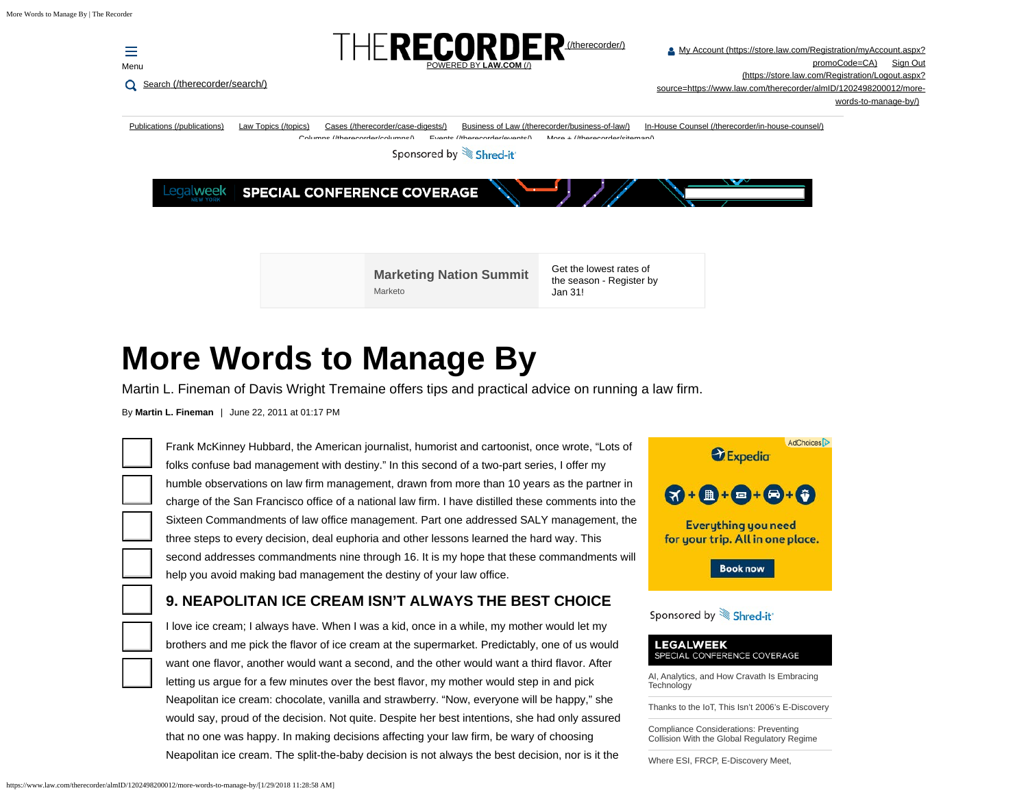# More Words to Manage By

Martin L. Fineman of Davis Wright Tremaine offers tips and practical advice on running a law firm.

By **Martin L. Fineman** | June 22, 2011 at 01:17 PM

Frank McKinney Hubbard, the American journalist, humorist and cartoonist, once wrote, “Lots of folks confuse bad management with destiny.” In this second of a two-part series, I offer my humble observations on law firm management, drawn from more than 10 years as the partner in charge of the San Francisco office of a national law firm. I have distilled these comments into the Sixteen Commandments of law office management. Part one addressed SALY management, the three steps to every decision, deal euphoria and other lessons learned the hard way. This second addresses commandments nine through 16. It is my hope that these commandments will help you avoid making bad management the destiny of your law office.

## 9. NEAPOLITAN ICE CREAM ISN’T ALWAYS THE BEST CHOICE

I love ice cream; I always have. When I was a kid, once in a while, my mother would let my brothers and me pick the flavor of ice cream at the supermarket. Predictably, one of us would want one flavor, another would want a second, and the other would want a third flavor. After letting us argue for a few minutes over the best flavor, my mother would step in and pick Neapolitan ice cream: chocolate, vanilla and strawberry. “Now, everyone will be happy,” she would say, proud of the decision. Not quite. Despite her best intentions, she had only assured that no one was happy. In making decisions affecting your law firm, be wary of choosing Neapolitan ice cream. The split-the-baby decision is not always the best decision, nor is it the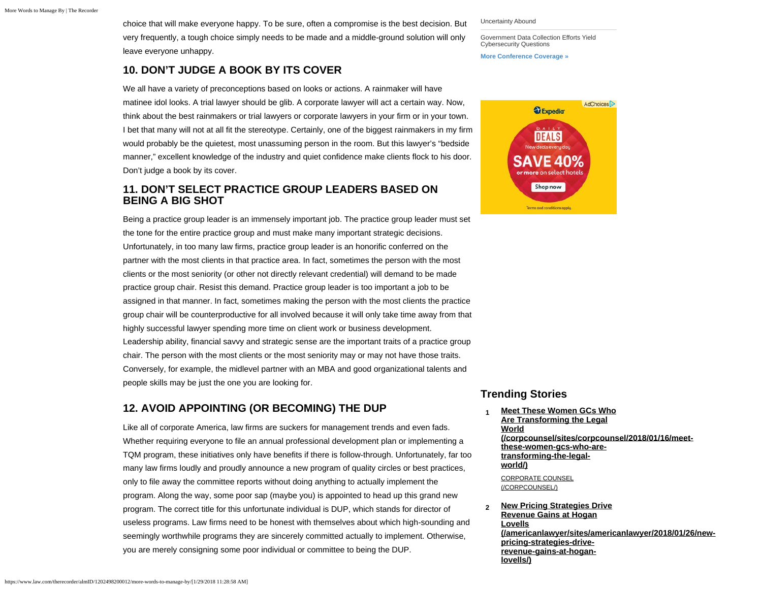choice that will make everyone happy. To be sure, often a compromise is the best decision. But very frequently, a tough choice simply needs to be made and a middle-ground solution will only leave everyone unhappy.

## 10. DON'T JUDGE A BOOK BY ITS COVER

We all have a variety of preconceptions based on looks or actions. A rainmaker will have matinee idol looks. A trial lawyer should be glib. A corporate lawyer will act a certain way. Now, think about the best rainmakers or trial lawyers or corporate lawyers in your firm or in your town. I bet that many will not at all fit the stereotype. Certainly, one of the biggest rainmakers in my firm would probably be the quietest, most unassuming person in the room. But this lawyer's "bedside manner," excellent knowledge of the industry and quiet confidence make clients flock to his door. Don't judge a book by its cover.

## 11. DON'T SELECT PRACTICE GROUP LEADERS BASED ON BEING A BIG SHOT

Being a practice group leader is an immensely important job. The practice group leader must set the tone for the entire practice group and must make many important strategic decisions. Unfortunately, in too many law firms, practice group leader is an honorific conferred on the partner with the most clients in that practice area. In fact, sometimes the person with the most clients or the most seniority (or other not directly relevant credential) will demand to be made practice group chair. Resist this demand. Practice group leader is too important a job to be assigned in that manner. In fact, sometimes making the person with the most clients the practice group chair will be counterproductive for all involved because it will only take time away from that highly successful lawyer spending more time on client work or business development. Leadership ability, financial savvy and strategic sense are the important traits of a practice group chair. The person with the most clients or the most seniority may or may not have those traits. Conversely, for example, the midlevel partner with an MBA and good organizational talents and people skills may be just the one you are looking for.

## 12. AVOID APPOINTING (OR BECOMING) THE DUP

Like all of corporate America, law firms are suckers for management trends and even fads. Whether requiring everyone to file an annual professional development plan or implementing a TQM program, these initiatives only have benefits if there is follow-through. Unfortunately, far too many law firms loudly and proudly announce a new program of quality circles or best practices, only to file away the committee reports without doing anything to actually implement the program. Along the way, some poor sap (maybe you) is appointed to head up this grand new program. The correct title for this unfortunate individual is DUP, which stands for director of useless programs. Law firms need to be honest with themselves about which high-sounding and seemingly worthwhile programs they are sincerely committed actually to implement. Otherwise, you are merely consigning some poor individual or committee to being the DUP.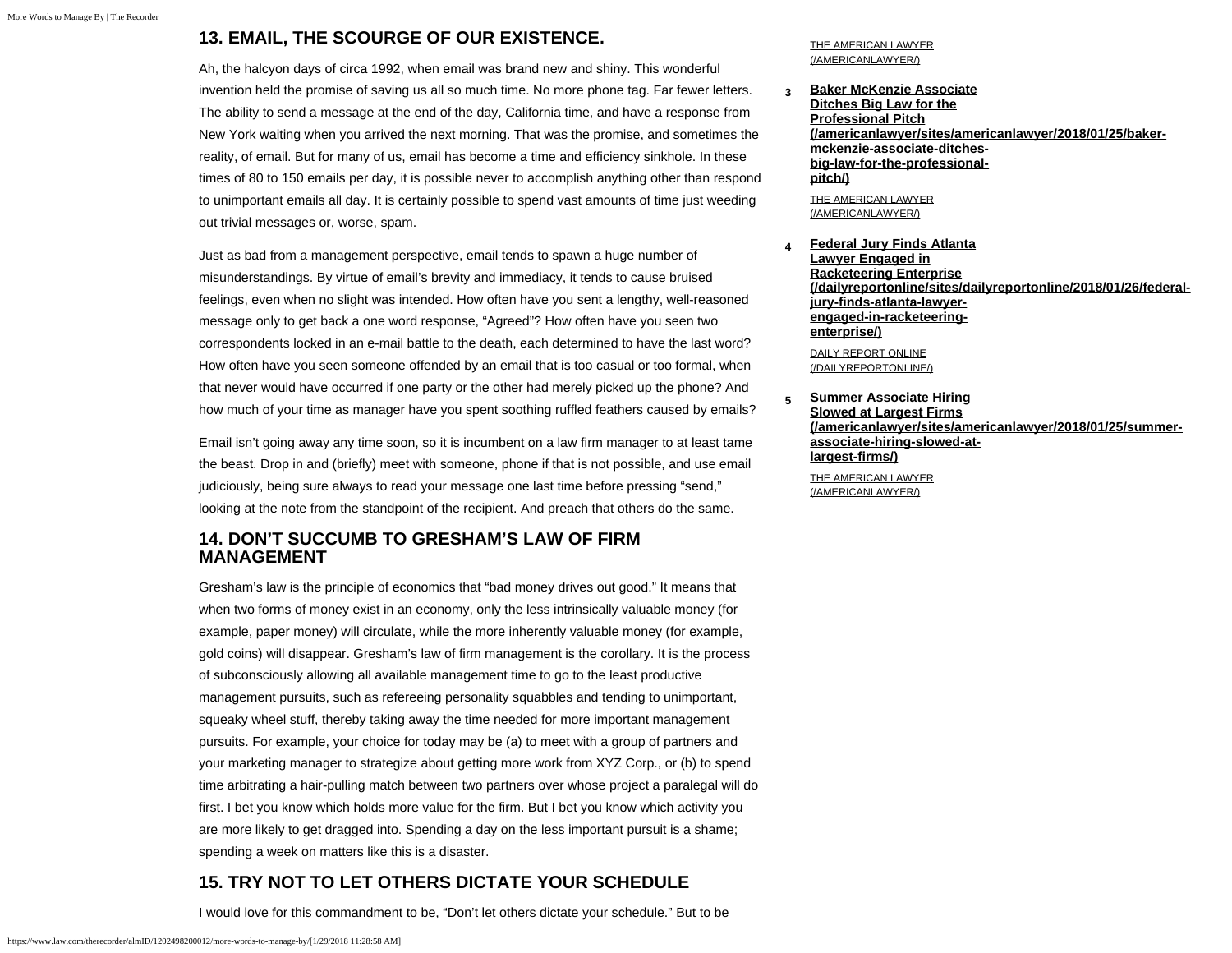## 13. EMAIL, THE SCOURGE OF OUR EXISTENCE.

Ah, the halcyon days of circa 1992, when email was brand new and shiny. This wonderful invention held the promise of saving us all so much time. No more phone tag. Far fewer letters. The ability to send a message at the end of the day, California time, and have a response from New York waiting when you arrived the next morning. That was the promise, and sometimes the reality, of email. But for many of us, email has become a time and efficiency sinkhole. In these times of 80 to 150 emails per day, it is possible never to accomplish anything other than respond to unimportant emails all day. It is certainly possible to spend vast amounts of time just weeding out trivial messages or, worse, spam.

Just as bad from a management perspective, email tends to spawn a huge number of misunderstandings. By virtue of email's brevity and immediacy, it tends to cause bruised feelings, even when no slight was intended. How often have you sent a lengthy, well-reasoned message only to get back a one word response, "Agreed"? How often have you seen two correspondents locked in an e-mail battle to the death, each determined to have the last word? How often have you seen someone offended by an email that is too casual or too formal, when that never would have occurred if one party or the other had merely picked up the phone? And how much of your time as manager have you spent soothing ruffled feathers caused by emails?

Email isn't going away any time soon, so it is incumbent on a law firm manager to at least tame the beast. Drop in and (briefly) meet with someone, phone if that is not possible, and use email judiciously, being sure always to read your message one last time before pressing "send," looking at the note from the standpoint of the recipient. And preach that others do the same.

## 14. DON'T SUCCUMB TO GRESHAM'S LAW OF FIRM MANAGEMENT

Gresham's law is the principle of economics that "bad money drives out good." It means that when two forms of money exist in an economy, only the less intrinsically valuable money (for example, paper money) will circulate, while the more inherently valuable money (for example, gold coins) will disappear. Gresham's law of firm management is the corollary. It is the process of subconsciously allowing all available management time to go to the least productive management pursuits, such as refereeing personality squabbles and tending to unimportant, squeaky wheel stuff, thereby taking away the time needed for more important management pursuits. For example, your choice for today may be (a) to meet with a group of partners and your marketing manager to strategize about getting more work from XYZ Corp., or (b) to spend time arbitrating a hair-pulling match between two partners over whose project a paralegal will do first. I bet you know which holds more value for the firm. But I bet you know which activity you are more likely to get dragged into. Spending a day on the less important pursuit is a shame; spending a week on matters like this is a disaster.

## 15. TRY NOT TO LET OTHERS DICTATE YOUR SCHEDULE

I would love for this commandment to be, "Don't let others dictate your schedule." But to be

THE AMERICAN LAWYER (/AMERICANLAWYER/)

3 **Baker McKenzie Associate Ditches Big Law for the Professional Pitch (/americanlawyer/sites/americanlawyer/2018/01/25/baker-mckenzie-associate-ditches-big-law-for-the-professional-pitch/)**

THE AMERICAN LAWYER (/AMERICANLAWYER/)

4 **Federal Jury Finds Atlanta Lawyer Engaged in Racketeering Enterprise (/dailyreportonline/sites/dailyreportonline/2018/01/26/federal-jury-finds-atlanta-lawyer-engaged-in-racketeering-enterprise/)**

DAILY REPORT ONLINE (/DAILYREPORTONLINE/)

5 **Summer Associate Hiring Slowed at Largest Firms (/americanlawyer/sites/americanlawyer/2018/01/25/summer-associate-hiring-slowed-at-largest-firms/)**

THE AMERICAN LAWYER (/AMERICANLAWYER/)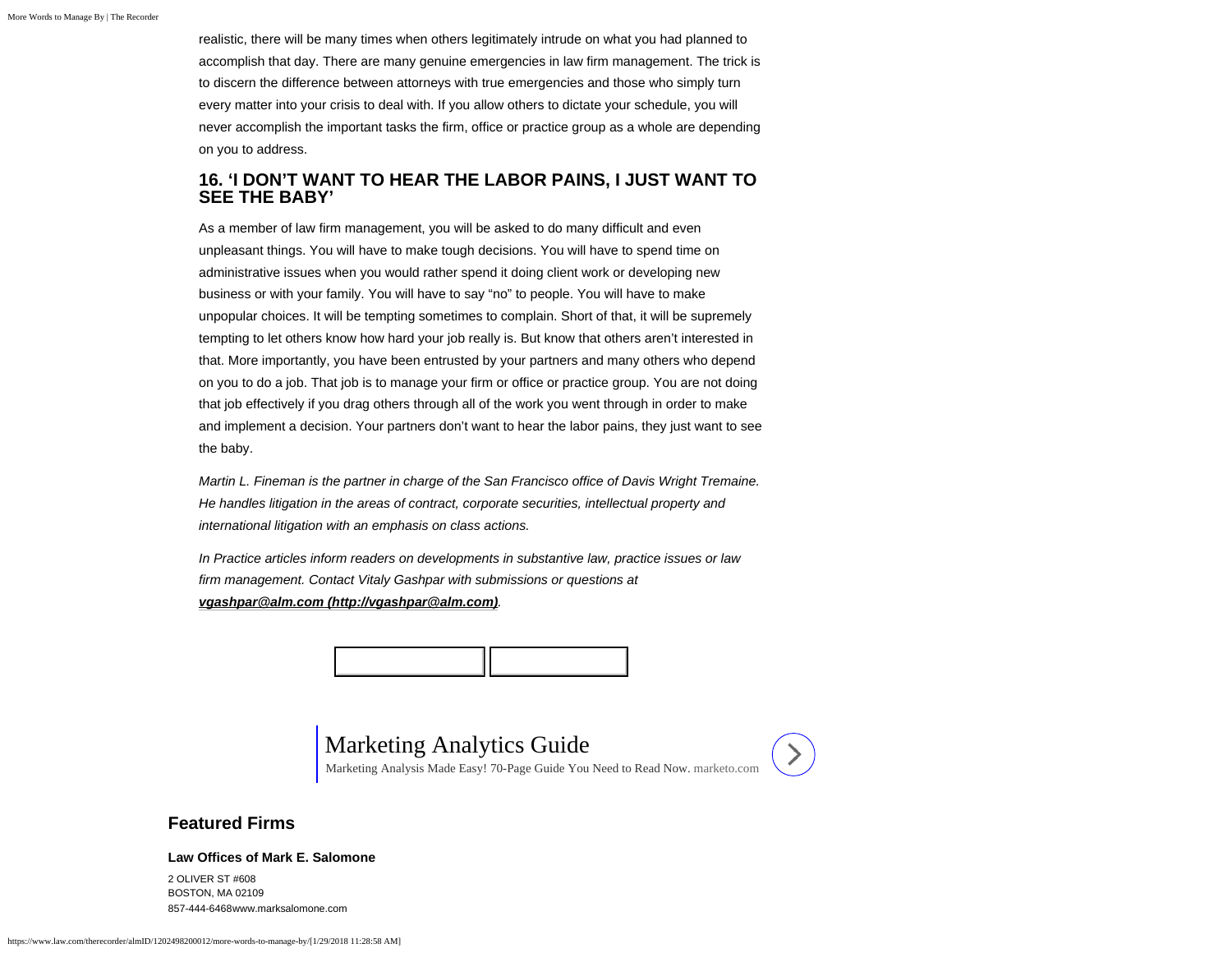realistic, there will be many times when others legitimately intrude on what you had planned to accomplish that day. There are many genuine emergencies in law firm management. The trick is to discern the difference between attorneys with true emergencies and those who simply turn every matter into your crisis to deal with. If you allow others to dictate your schedule, you will never accomplish the important tasks the firm, office or practice group as a whole are depending on you to address.

### 16. 'I DON'T WANT TO HEAR THE LABOR PAINS, I JUST WANT TO SEE THE BABY'

As a member of law firm management, you will be asked to do many difficult and even unpleasant things. You will have to make tough decisions. You will have to spend time on administrative issues when you would rather spend it doing client work or developing new business or with your family. You will have to say "no" to people. You will have to make unpopular choices. It will be tempting sometimes to complain. Short of that, it will be supremely tempting to let others know how hard your job really is. But know that others aren't interested in that. More importantly, you have been entrusted by your partners and many others who depend on you to do a job. That job is to manage your firm or office or practice group. You are not doing that job effectively if you drag others through all of the work you went through in order to make and implement a decision. Your partners don't want to hear the labor pains, they just want to see the baby.

*Martin L. Fineman is the partner in charge of the San Francisco office of Davis Wright Tremaine. He handles litigation in the areas of contract, corporate securities, intellectual property and international litigation with an emphasis on class actions.*

*In Practice articles inform readers on developments in substantive law, practice issues or law firm management. Contact Vitaly Gashpar with submissions or questions at* ***vgashpar@alm.com (http://vgashpar@alm.com)****.*

Marketing Analytics Guide

Marketing Analysis Made Easy! 70-Page Guide You Need to Read Now. marketo.com

## Featured Firms

**Law Offices of Mark E. Salomone**

2 OLIVER ST #608
BOSTON, MA 02109
857-444-6468www.marksalomone.com